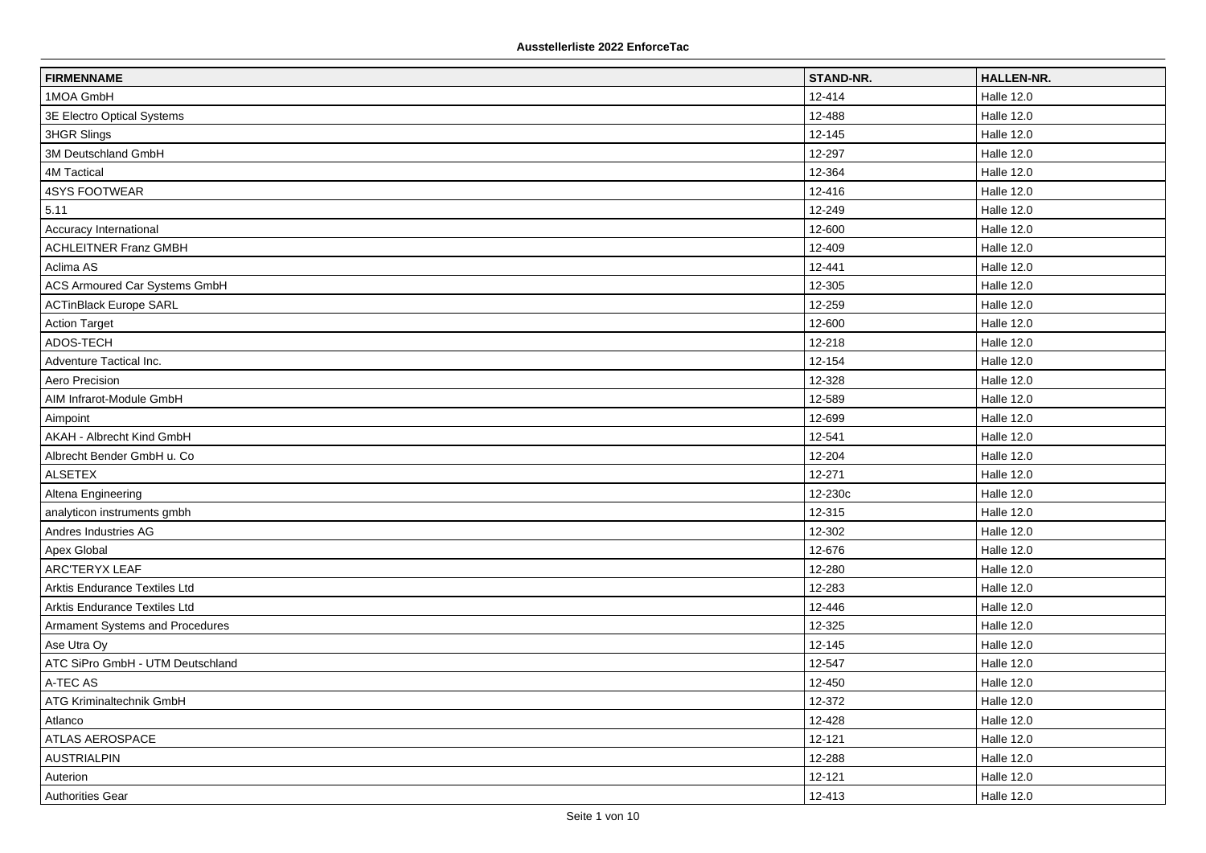**Ausstellerliste 2022 EnforceTac**

| FIRMENNAME | STAND-NR. | HALLEN-NR. |
|---|---|---|
| 1MOA GmbH | 12-414 | Halle 12.0 |
| 3E Electro Optical Systems | 12-488 | Halle 12.0 |
| 3HGR Slings | 12-145 | Halle 12.0 |
| 3M Deutschland GmbH | 12-297 | Halle 12.0 |
| 4M Tactical | 12-364 | Halle 12.0 |
| 4SYS FOOTWEAR | 12-416 | Halle 12.0 |
| 5.11 | 12-249 | Halle 12.0 |
| Accuracy International | 12-600 | Halle 12.0 |
| ACHLEITNER Franz GMBH | 12-409 | Halle 12.0 |
| Aclima AS | 12-441 | Halle 12.0 |
| ACS Armoured Car Systems GmbH | 12-305 | Halle 12.0 |
| ACTinBlack Europe SARL | 12-259 | Halle 12.0 |
| Action Target | 12-600 | Halle 12.0 |
| ADOS-TECH | 12-218 | Halle 12.0 |
| Adventure Tactical Inc. | 12-154 | Halle 12.0 |
| Aero Precision | 12-328 | Halle 12.0 |
| AIM Infrarot-Module GmbH | 12-589 | Halle 12.0 |
| Aimpoint | 12-699 | Halle 12.0 |
| AKAH - Albrecht Kind GmbH | 12-541 | Halle 12.0 |
| Albrecht Bender GmbH u. Co | 12-204 | Halle 12.0 |
| ALSETEX | 12-271 | Halle 12.0 |
| Altena Engineering | 12-230c | Halle 12.0 |
| analyticon instruments gmbh | 12-315 | Halle 12.0 |
| Andres Industries AG | 12-302 | Halle 12.0 |
| Apex Global | 12-676 | Halle 12.0 |
| ARC'TERYX LEAF | 12-280 | Halle 12.0 |
| Arktis Endurance Textiles Ltd | 12-283 | Halle 12.0 |
| Arktis Endurance Textiles Ltd | 12-446 | Halle 12.0 |
| Armament Systems and Procedures | 12-325 | Halle 12.0 |
| Ase Utra Oy | 12-145 | Halle 12.0 |
| ATC SiPro GmbH - UTM Deutschland | 12-547 | Halle 12.0 |
| A-TEC AS | 12-450 | Halle 12.0 |
| ATG Kriminaltechnik GmbH | 12-372 | Halle 12.0 |
| Atlanco | 12-428 | Halle 12.0 |
| ATLAS AEROSPACE | 12-121 | Halle 12.0 |
| AUSTRIALPIN | 12-288 | Halle 12.0 |
| Auterion | 12-121 | Halle 12.0 |
| Authorities Gear | 12-413 | Halle 12.0 |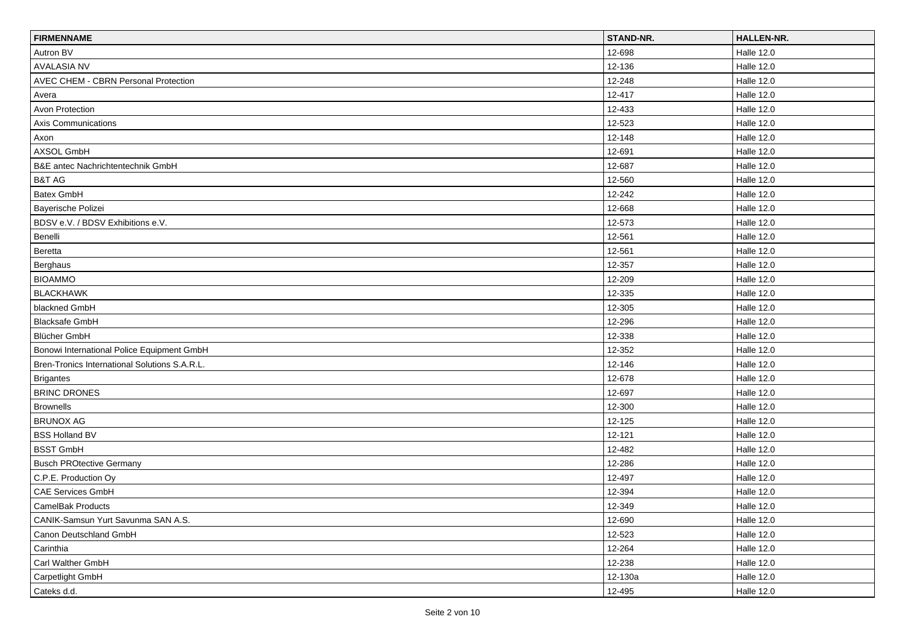| FIRMENNAME | STAND-NR. | HALLEN-NR. |
| --- | --- | --- |
| Autron BV | 12-698 | Halle 12.0 |
| AVALASIA NV | 12-136 | Halle 12.0 |
| AVEC CHEM - CBRN Personal Protection | 12-248 | Halle 12.0 |
| Avera | 12-417 | Halle 12.0 |
| Avon Protection | 12-433 | Halle 12.0 |
| Axis Communications | 12-523 | Halle 12.0 |
| Axon | 12-148 | Halle 12.0 |
| AXSOL GmbH | 12-691 | Halle 12.0 |
| B&E antec Nachrichtentechnik GmbH | 12-687 | Halle 12.0 |
| B&T AG | 12-560 | Halle 12.0 |
| Batex GmbH | 12-242 | Halle 12.0 |
| Bayerische Polizei | 12-668 | Halle 12.0 |
| BDSV e.V. / BDSV Exhibitions e.V. | 12-573 | Halle 12.0 |
| Benelli | 12-561 | Halle 12.0 |
| Beretta | 12-561 | Halle 12.0 |
| Berghaus | 12-357 | Halle 12.0 |
| BIOAMMO | 12-209 | Halle 12.0 |
| BLACKHAWK | 12-335 | Halle 12.0 |
| blackned GmbH | 12-305 | Halle 12.0 |
| Blacksafe GmbH | 12-296 | Halle 12.0 |
| Blücher GmbH | 12-338 | Halle 12.0 |
| Bonowi International Police Equipment GmbH | 12-352 | Halle 12.0 |
| Bren-Tronics International Solutions S.A.R.L. | 12-146 | Halle 12.0 |
| Brigantes | 12-678 | Halle 12.0 |
| BRINC DRONES | 12-697 | Halle 12.0 |
| Brownells | 12-300 | Halle 12.0 |
| BRUNOX AG | 12-125 | Halle 12.0 |
| BSS Holland BV | 12-121 | Halle 12.0 |
| BSST GmbH | 12-482 | Halle 12.0 |
| Busch PROtective Germany | 12-286 | Halle 12.0 |
| C.P.E. Production Oy | 12-497 | Halle 12.0 |
| CAE Services GmbH | 12-394 | Halle 12.0 |
| CamelBak Products | 12-349 | Halle 12.0 |
| CANIK-Samsun Yurt Savunma SAN A.S. | 12-690 | Halle 12.0 |
| Canon Deutschland GmbH | 12-523 | Halle 12.0 |
| Carinthia | 12-264 | Halle 12.0 |
| Carl Walther GmbH | 12-238 | Halle 12.0 |
| Carpetlight GmbH | 12-130a | Halle 12.0 |
| Cateks d.d. | 12-495 | Halle 12.0 |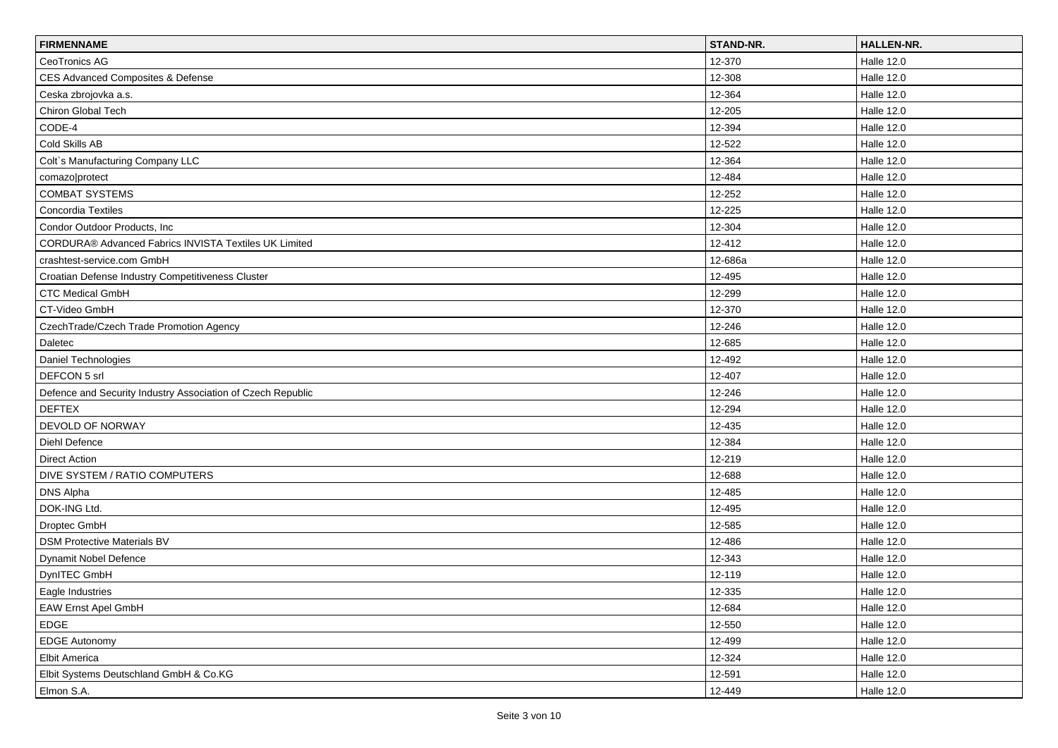| FIRMENNAME | STAND-NR. | HALLEN-NR. |
| --- | --- | --- |
| CeoTronics AG | 12-370 | Halle 12.0 |
| CES Advanced Composites & Defense | 12-308 | Halle 12.0 |
| Ceska zbrojovka a.s. | 12-364 | Halle 12.0 |
| Chiron Global Tech | 12-205 | Halle 12.0 |
| CODE-4 | 12-394 | Halle 12.0 |
| Cold Skills AB | 12-522 | Halle 12.0 |
| Colt`s Manufacturing Company LLC | 12-364 | Halle 12.0 |
| comazo\|protect | 12-484 | Halle 12.0 |
| COMBAT SYSTEMS | 12-252 | Halle 12.0 |
| Concordia Textiles | 12-225 | Halle 12.0 |
| Condor Outdoor Products, Inc | 12-304 | Halle 12.0 |
| CORDURA® Advanced Fabrics INVISTA Textiles UK Limited | 12-412 | Halle 12.0 |
| crashtest-service.com GmbH | 12-686a | Halle 12.0 |
| Croatian Defense Industry Competitiveness Cluster | 12-495 | Halle 12.0 |
| CTC Medical GmbH | 12-299 | Halle 12.0 |
| CT-Video GmbH | 12-370 | Halle 12.0 |
| CzechTrade/Czech Trade Promotion Agency | 12-246 | Halle 12.0 |
| Daletec | 12-685 | Halle 12.0 |
| Daniel Technologies | 12-492 | Halle 12.0 |
| DEFCON 5 srl | 12-407 | Halle 12.0 |
| Defence and Security Industry Association of Czech Republic | 12-246 | Halle 12.0 |
| DEFTEX | 12-294 | Halle 12.0 |
| DEVOLD OF NORWAY | 12-435 | Halle 12.0 |
| Diehl Defence | 12-384 | Halle 12.0 |
| Direct Action | 12-219 | Halle 12.0 |
| DIVE SYSTEM / RATIO COMPUTERS | 12-688 | Halle 12.0 |
| DNS Alpha | 12-485 | Halle 12.0 |
| DOK-ING Ltd. | 12-495 | Halle 12.0 |
| Droptec GmbH | 12-585 | Halle 12.0 |
| DSM Protective Materials BV | 12-486 | Halle 12.0 |
| Dynamit Nobel Defence | 12-343 | Halle 12.0 |
| DynITEC GmbH | 12-119 | Halle 12.0 |
| Eagle Industries | 12-335 | Halle 12.0 |
| EAW Ernst Apel GmbH | 12-684 | Halle 12.0 |
| EDGE | 12-550 | Halle 12.0 |
| EDGE Autonomy | 12-499 | Halle 12.0 |
| Elbit America | 12-324 | Halle 12.0 |
| Elbit Systems Deutschland GmbH & Co.KG | 12-591 | Halle 12.0 |
| Elmon S.A. | 12-449 | Halle 12.0 |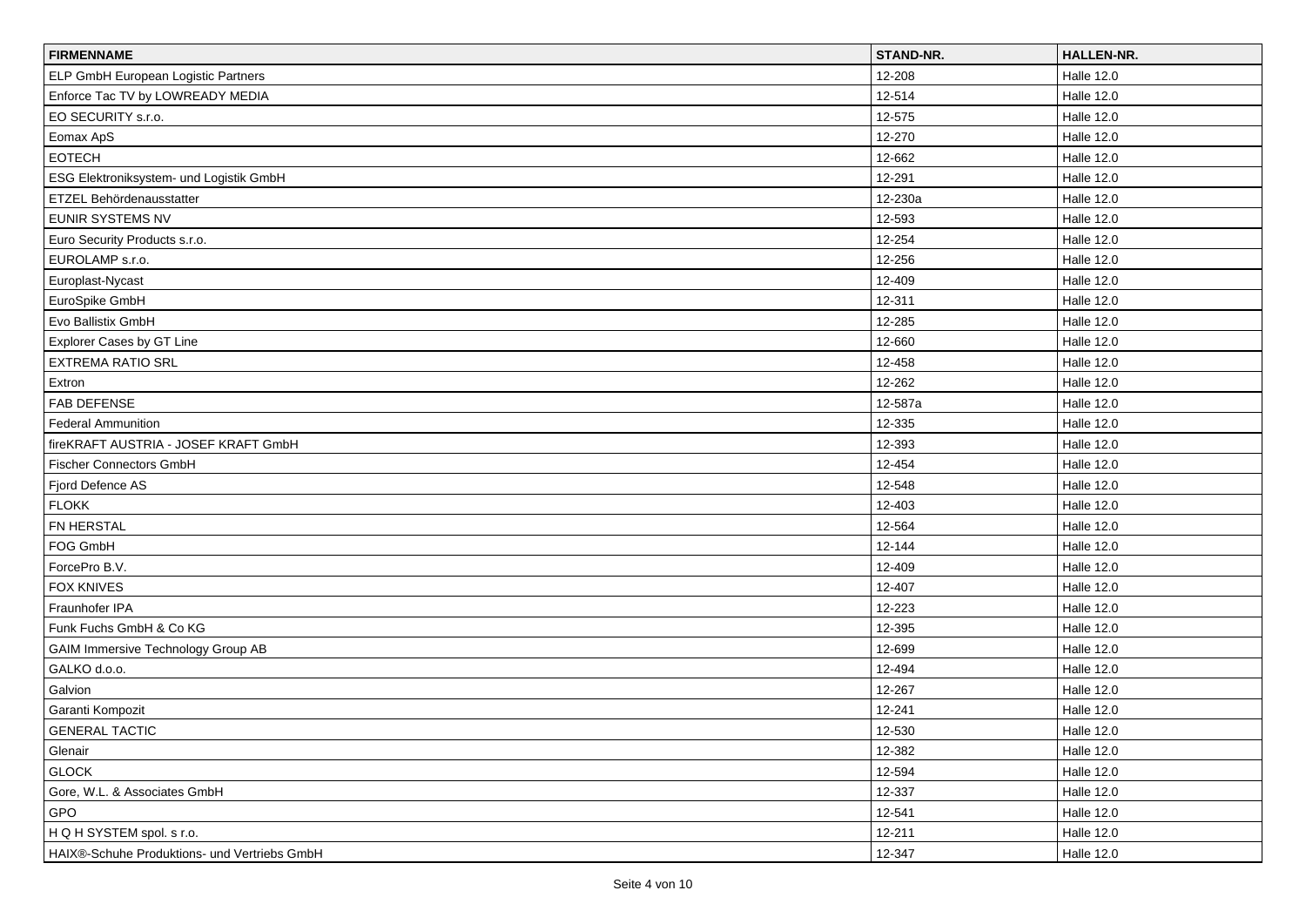| FIRMENNAME | STAND-NR. | HALLEN-NR. |
| --- | --- | --- |
| ELP GmbH European Logistic Partners | 12-208 | Halle 12.0 |
| Enforce Tac TV by LOWREADY MEDIA | 12-514 | Halle 12.0 |
| EO SECURITY s.r.o. | 12-575 | Halle 12.0 |
| Eomax ApS | 12-270 | Halle 12.0 |
| EOTECH | 12-662 | Halle 12.0 |
| ESG Elektroniksystem- und Logistik GmbH | 12-291 | Halle 12.0 |
| ETZEL Behördenausstatter | 12-230a | Halle 12.0 |
| EUNIR SYSTEMS NV | 12-593 | Halle 12.0 |
| Euro Security Products s.r.o. | 12-254 | Halle 12.0 |
| EUROLAMP s.r.o. | 12-256 | Halle 12.0 |
| Europlast-Nycast | 12-409 | Halle 12.0 |
| EuroSpike GmbH | 12-311 | Halle 12.0 |
| Evo Ballistix GmbH | 12-285 | Halle 12.0 |
| Explorer Cases by GT Line | 12-660 | Halle 12.0 |
| EXTREMA RATIO SRL | 12-458 | Halle 12.0 |
| Extron | 12-262 | Halle 12.0 |
| FAB DEFENSE | 12-587a | Halle 12.0 |
| Federal Ammunition | 12-335 | Halle 12.0 |
| fireKRAFT AUSTRIA - JOSEF KRAFT GmbH | 12-393 | Halle 12.0 |
| Fischer Connectors GmbH | 12-454 | Halle 12.0 |
| Fjord Defence AS | 12-548 | Halle 12.0 |
| FLOKK | 12-403 | Halle 12.0 |
| FN HERSTAL | 12-564 | Halle 12.0 |
| FOG GmbH | 12-144 | Halle 12.0 |
| ForcePro B.V. | 12-409 | Halle 12.0 |
| FOX KNIVES | 12-407 | Halle 12.0 |
| Fraunhofer IPA | 12-223 | Halle 12.0 |
| Funk Fuchs GmbH & Co KG | 12-395 | Halle 12.0 |
| GAIM Immersive Technology Group AB | 12-699 | Halle 12.0 |
| GALKO d.o.o. | 12-494 | Halle 12.0 |
| Galvion | 12-267 | Halle 12.0 |
| Garanti Kompozit | 12-241 | Halle 12.0 |
| GENERAL TACTIC | 12-530 | Halle 12.0 |
| Glenair | 12-382 | Halle 12.0 |
| GLOCK | 12-594 | Halle 12.0 |
| Gore, W.L. & Associates GmbH | 12-337 | Halle 12.0 |
| GPO | 12-541 | Halle 12.0 |
| H Q H SYSTEM spol. s r.o. | 12-211 | Halle 12.0 |
| HAIX®-Schuhe Produktions- und Vertriebs GmbH | 12-347 | Halle 12.0 |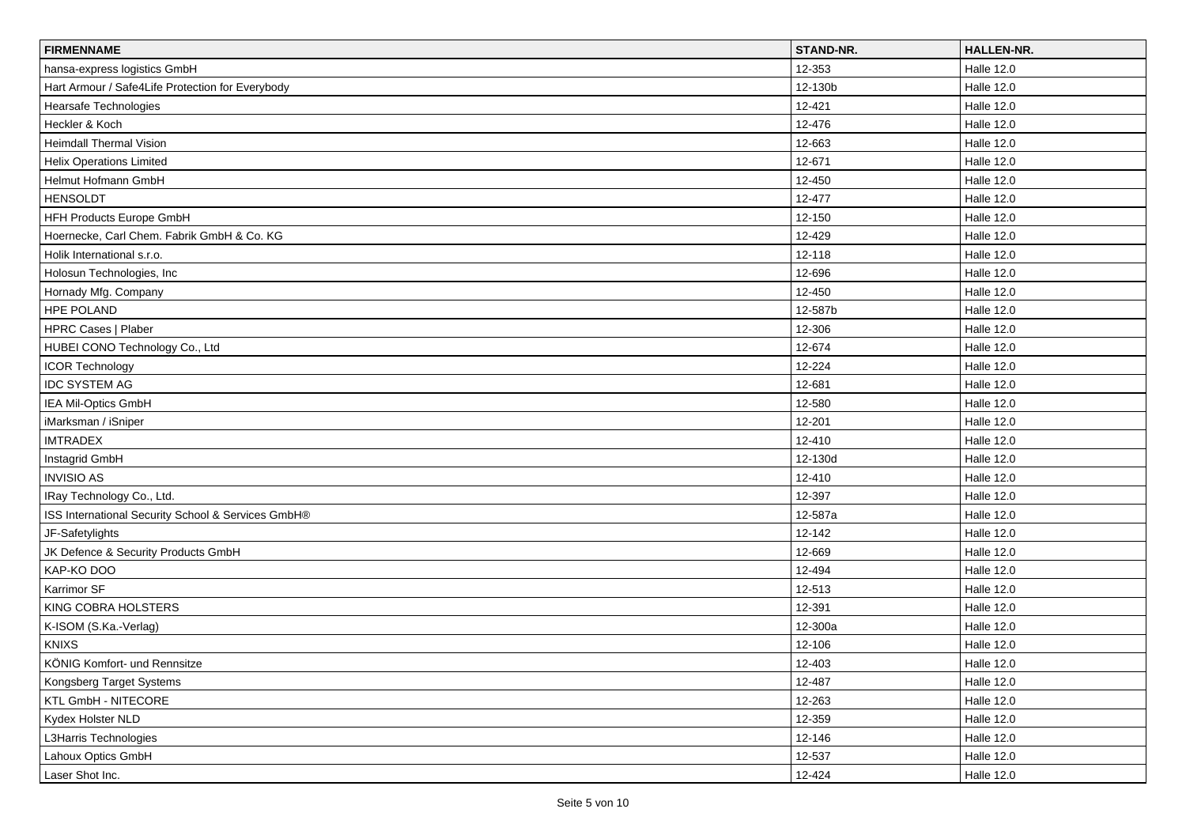| FIRMENNAME | STAND-NR. | HALLEN-NR. |
| --- | --- | --- |
| hansa-express logistics GmbH | 12-353 | Halle 12.0 |
| Hart Armour / Safe4Life Protection for Everybody | 12-130b | Halle 12.0 |
| Hearsafe Technologies | 12-421 | Halle 12.0 |
| Heckler & Koch | 12-476 | Halle 12.0 |
| Heimdall Thermal Vision | 12-663 | Halle 12.0 |
| Helix Operations Limited | 12-671 | Halle 12.0 |
| Helmut Hofmann GmbH | 12-450 | Halle 12.0 |
| HENSOLDT | 12-477 | Halle 12.0 |
| HFH Products Europe GmbH | 12-150 | Halle 12.0 |
| Hoernecke, Carl Chem. Fabrik GmbH & Co. KG | 12-429 | Halle 12.0 |
| Holik International s.r.o. | 12-118 | Halle 12.0 |
| Holosun Technologies, Inc | 12-696 | Halle 12.0 |
| Hornady Mfg. Company | 12-450 | Halle 12.0 |
| HPE POLAND | 12-587b | Halle 12.0 |
| HPRC Cases \| Plaber | 12-306 | Halle 12.0 |
| HUBEI CONO Technology Co., Ltd | 12-674 | Halle 12.0 |
| ICOR Technology | 12-224 | Halle 12.0 |
| IDC SYSTEM AG | 12-681 | Halle 12.0 |
| IEA Mil-Optics GmbH | 12-580 | Halle 12.0 |
| iMarksman / iSniper | 12-201 | Halle 12.0 |
| IMTRADEX | 12-410 | Halle 12.0 |
| Instagrid GmbH | 12-130d | Halle 12.0 |
| INVISIO AS | 12-410 | Halle 12.0 |
| IRay Technology Co., Ltd. | 12-397 | Halle 12.0 |
| ISS International Security School & Services GmbH® | 12-587a | Halle 12.0 |
| JF-Safetylights | 12-142 | Halle 12.0 |
| JK Defence & Security Products GmbH | 12-669 | Halle 12.0 |
| KAP-KO DOO | 12-494 | Halle 12.0 |
| Karrimor SF | 12-513 | Halle 12.0 |
| KING COBRA HOLSTERS | 12-391 | Halle 12.0 |
| K-ISOM (S.Ka.-Verlag) | 12-300a | Halle 12.0 |
| KNIXS | 12-106 | Halle 12.0 |
| KÖNIG Komfort- und Rennsitze | 12-403 | Halle 12.0 |
| Kongsberg Target Systems | 12-487 | Halle 12.0 |
| KTL GmbH - NITECORE | 12-263 | Halle 12.0 |
| Kydex Holster NLD | 12-359 | Halle 12.0 |
| L3Harris Technologies | 12-146 | Halle 12.0 |
| Lahoux Optics GmbH | 12-537 | Halle 12.0 |
| Laser Shot Inc. | 12-424 | Halle 12.0 |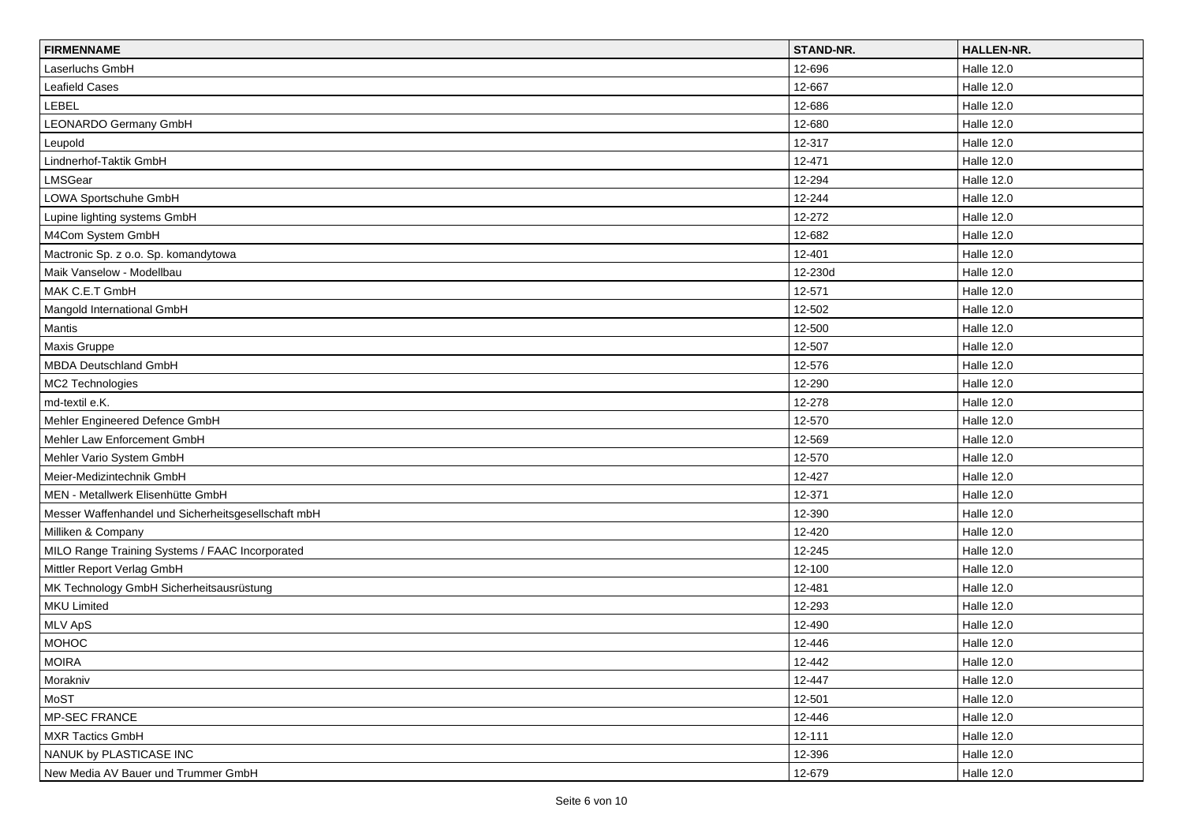| FIRMENNAME | STAND-NR. | HALLEN-NR. |
| --- | --- | --- |
| Laserluchs GmbH | 12-696 | Halle 12.0 |
| Leafield Cases | 12-667 | Halle 12.0 |
| LEBEL | 12-686 | Halle 12.0 |
| LEONARDO Germany GmbH | 12-680 | Halle 12.0 |
| Leupold | 12-317 | Halle 12.0 |
| Lindnerhof-Taktik GmbH | 12-471 | Halle 12.0 |
| LMSGear | 12-294 | Halle 12.0 |
| LOWA Sportschuhe GmbH | 12-244 | Halle 12.0 |
| Lupine lighting systems GmbH | 12-272 | Halle 12.0 |
| M4Com System GmbH | 12-682 | Halle 12.0 |
| Mactronic Sp. z o.o. Sp. komandytowa | 12-401 | Halle 12.0 |
| Maik Vanselow - Modellbau | 12-230d | Halle 12.0 |
| MAK C.E.T GmbH | 12-571 | Halle 12.0 |
| Mangold International GmbH | 12-502 | Halle 12.0 |
| Mantis | 12-500 | Halle 12.0 |
| Maxis Gruppe | 12-507 | Halle 12.0 |
| MBDA Deutschland GmbH | 12-576 | Halle 12.0 |
| MC2 Technologies | 12-290 | Halle 12.0 |
| md-textil e.K. | 12-278 | Halle 12.0 |
| Mehler Engineered Defence GmbH | 12-570 | Halle 12.0 |
| Mehler Law Enforcement GmbH | 12-569 | Halle 12.0 |
| Mehler Vario System GmbH | 12-570 | Halle 12.0 |
| Meier-Medizintechnik GmbH | 12-427 | Halle 12.0 |
| MEN - Metallwerk Elisenhütte GmbH | 12-371 | Halle 12.0 |
| Messer Waffenhandel und Sicherheitsgesellschaft mbH | 12-390 | Halle 12.0 |
| Milliken & Company | 12-420 | Halle 12.0 |
| MILO Range Training Systems / FAAC Incorporated | 12-245 | Halle 12.0 |
| Mittler Report Verlag GmbH | 12-100 | Halle 12.0 |
| MK Technology GmbH Sicherheitsausrüstung | 12-481 | Halle 12.0 |
| MKU Limited | 12-293 | Halle 12.0 |
| MLV ApS | 12-490 | Halle 12.0 |
| MOHOC | 12-446 | Halle 12.0 |
| MOIRA | 12-442 | Halle 12.0 |
| Morakniv | 12-447 | Halle 12.0 |
| MoST | 12-501 | Halle 12.0 |
| MP-SEC FRANCE | 12-446 | Halle 12.0 |
| MXR Tactics GmbH | 12-111 | Halle 12.0 |
| NANUK by PLASTICASE INC | 12-396 | Halle 12.0 |
| New Media AV Bauer und Trummer GmbH | 12-679 | Halle 12.0 |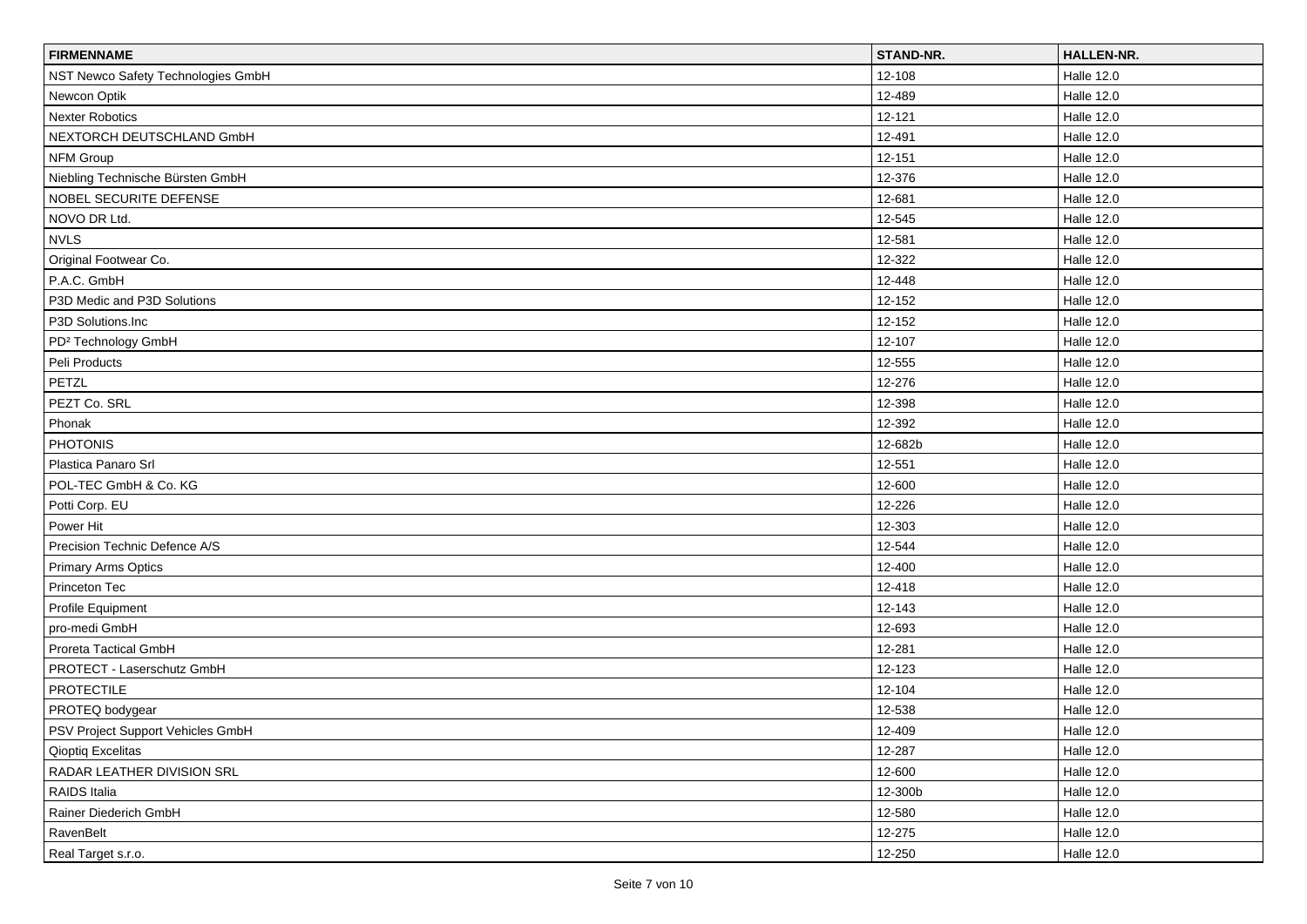| FIRMENNAME | STAND-NR. | HALLEN-NR. |
| --- | --- | --- |
| NST Newco Safety Technologies GmbH | 12-108 | Halle 12.0 |
| Newcon Optik | 12-489 | Halle 12.0 |
| Nexter Robotics | 12-121 | Halle 12.0 |
| NEXTORCH DEUTSCHLAND GmbH | 12-491 | Halle 12.0 |
| NFM Group | 12-151 | Halle 12.0 |
| Niebling Technische Bürsten GmbH | 12-376 | Halle 12.0 |
| NOBEL SECURITE DEFENSE | 12-681 | Halle 12.0 |
| NOVO DR Ltd. | 12-545 | Halle 12.0 |
| NVLS | 12-581 | Halle 12.0 |
| Original Footwear Co. | 12-322 | Halle 12.0 |
| P.A.C. GmbH | 12-448 | Halle 12.0 |
| P3D Medic and P3D Solutions | 12-152 | Halle 12.0 |
| P3D Solutions.Inc | 12-152 | Halle 12.0 |
| PD² Technology GmbH | 12-107 | Halle 12.0 |
| Peli Products | 12-555 | Halle 12.0 |
| PETZL | 12-276 | Halle 12.0 |
| PEZT Co. SRL | 12-398 | Halle 12.0 |
| Phonak | 12-392 | Halle 12.0 |
| PHOTONIS | 12-682b | Halle 12.0 |
| Plastica Panaro Srl | 12-551 | Halle 12.0 |
| POL-TEC GmbH & Co. KG | 12-600 | Halle 12.0 |
| Potti Corp. EU | 12-226 | Halle 12.0 |
| Power Hit | 12-303 | Halle 12.0 |
| Precision Technic Defence A/S | 12-544 | Halle 12.0 |
| Primary Arms Optics | 12-400 | Halle 12.0 |
| Princeton Tec | 12-418 | Halle 12.0 |
| Profile Equipment | 12-143 | Halle 12.0 |
| pro-medi GmbH | 12-693 | Halle 12.0 |
| Proreta Tactical GmbH | 12-281 | Halle 12.0 |
| PROTECT - Laserschutz GmbH | 12-123 | Halle 12.0 |
| PROTECTILE | 12-104 | Halle 12.0 |
| PROTEQ bodygear | 12-538 | Halle 12.0 |
| PSV Project Support Vehicles GmbH | 12-409 | Halle 12.0 |
| Qioptiq Excelitas | 12-287 | Halle 12.0 |
| RADAR LEATHER DIVISION SRL | 12-600 | Halle 12.0 |
| RAIDS Italia | 12-300b | Halle 12.0 |
| Rainer Diederich GmbH | 12-580 | Halle 12.0 |
| RavenBelt | 12-275 | Halle 12.0 |
| Real Target s.r.o. | 12-250 | Halle 12.0 |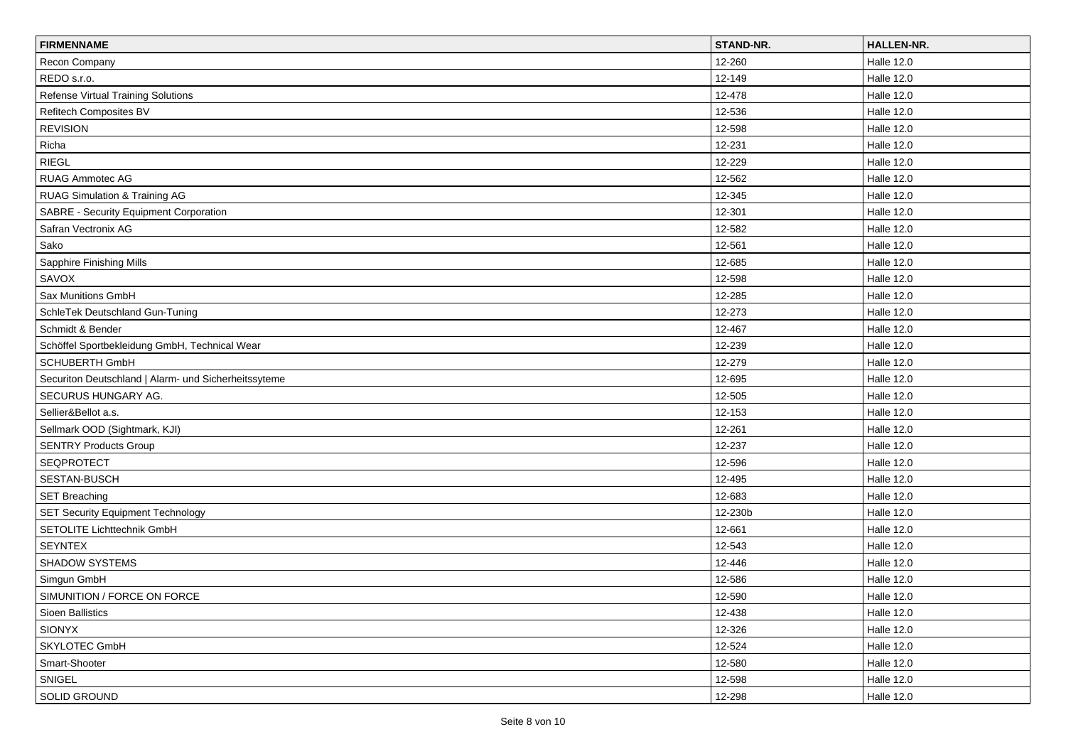| FIRMENNAME | STAND-NR. | HALLEN-NR. |
|---|---|---|
| Recon Company | 12-260 | Halle 12.0 |
| REDO s.r.o. | 12-149 | Halle 12.0 |
| Refense Virtual Training Solutions | 12-478 | Halle 12.0 |
| Refitech Composites BV | 12-536 | Halle 12.0 |
| REVISION | 12-598 | Halle 12.0 |
| Richa | 12-231 | Halle 12.0 |
| RIEGL | 12-229 | Halle 12.0 |
| RUAG Ammotec AG | 12-562 | Halle 12.0 |
| RUAG Simulation & Training AG | 12-345 | Halle 12.0 |
| SABRE - Security Equipment Corporation | 12-301 | Halle 12.0 |
| Safran Vectronix AG | 12-582 | Halle 12.0 |
| Sako | 12-561 | Halle 12.0 |
| Sapphire Finishing Mills | 12-685 | Halle 12.0 |
| SAVOX | 12-598 | Halle 12.0 |
| Sax Munitions GmbH | 12-285 | Halle 12.0 |
| SchleTek Deutschland Gun-Tuning | 12-273 | Halle 12.0 |
| Schmidt & Bender | 12-467 | Halle 12.0 |
| Schöffel Sportbekleidung GmbH, Technical Wear | 12-239 | Halle 12.0 |
| SCHUBERTH GmbH | 12-279 | Halle 12.0 |
| Securiton Deutschland \| Alarm- und Sicherheitssyteme | 12-695 | Halle 12.0 |
| SECURUS HUNGARY AG. | 12-505 | Halle 12.0 |
| Sellier&Bellot a.s. | 12-153 | Halle 12.0 |
| Sellmark OOD (Sightmark, KJI) | 12-261 | Halle 12.0 |
| SENTRY Products Group | 12-237 | Halle 12.0 |
| SEQPROTECT | 12-596 | Halle 12.0 |
| SESTAN-BUSCH | 12-495 | Halle 12.0 |
| SET Breaching | 12-683 | Halle 12.0 |
| SET Security Equipment Technology | 12-230b | Halle 12.0 |
| SETOLITE Lichttechnik GmbH | 12-661 | Halle 12.0 |
| SEYNTEX | 12-543 | Halle 12.0 |
| SHADOW SYSTEMS | 12-446 | Halle 12.0 |
| Simgun GmbH | 12-586 | Halle 12.0 |
| SIMUNITION / FORCE ON FORCE | 12-590 | Halle 12.0 |
| Sioen Ballistics | 12-438 | Halle 12.0 |
| SIONYX | 12-326 | Halle 12.0 |
| SKYLOTEC GmbH | 12-524 | Halle 12.0 |
| Smart-Shooter | 12-580 | Halle 12.0 |
| SNIGEL | 12-598 | Halle 12.0 |
| SOLID GROUND | 12-298 | Halle 12.0 |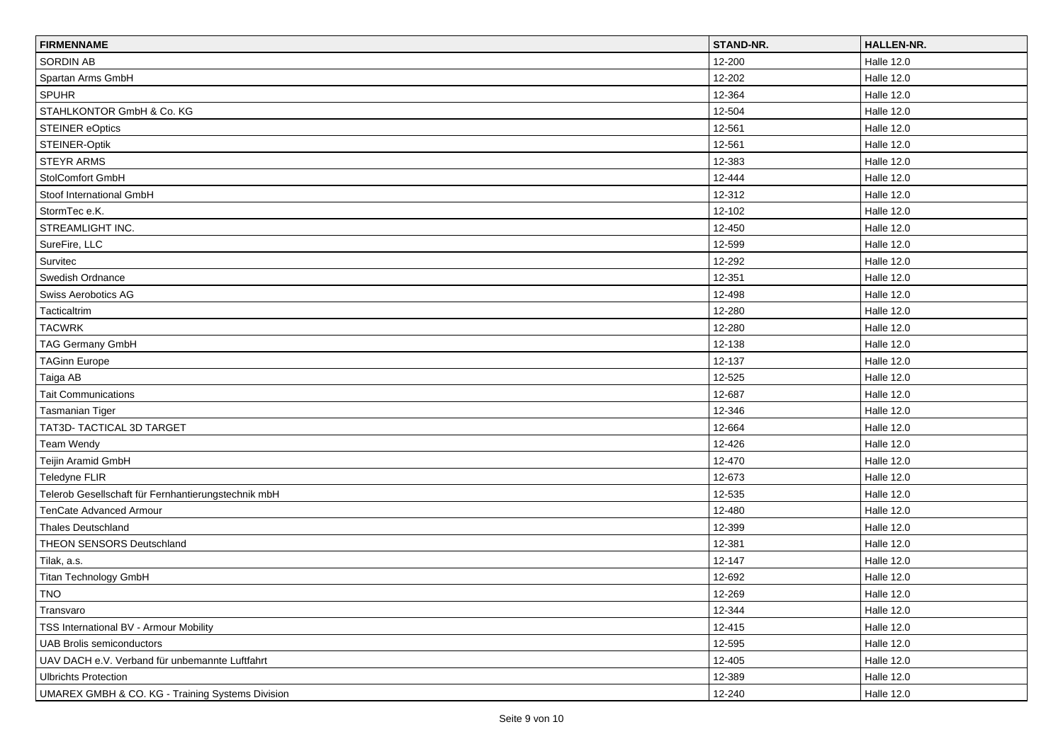| FIRMENNAME | STAND-NR. | HALLEN-NR. |
| --- | --- | --- |
| SORDIN AB | 12-200 | Halle 12.0 |
| Spartan Arms GmbH | 12-202 | Halle 12.0 |
| SPUHR | 12-364 | Halle 12.0 |
| STAHLKONTOR GmbH & Co. KG | 12-504 | Halle 12.0 |
| STEINER eOptics | 12-561 | Halle 12.0 |
| STEINER-Optik | 12-561 | Halle 12.0 |
| STEYR ARMS | 12-383 | Halle 12.0 |
| StolComfort GmbH | 12-444 | Halle 12.0 |
| Stoof International GmbH | 12-312 | Halle 12.0 |
| StormTec e.K. | 12-102 | Halle 12.0 |
| STREAMLIGHT INC. | 12-450 | Halle 12.0 |
| SureFire, LLC | 12-599 | Halle 12.0 |
| Survitec | 12-292 | Halle 12.0 |
| Swedish Ordnance | 12-351 | Halle 12.0 |
| Swiss Aerobotics AG | 12-498 | Halle 12.0 |
| Tacticaltrim | 12-280 | Halle 12.0 |
| TACWRK | 12-280 | Halle 12.0 |
| TAG Germany GmbH | 12-138 | Halle 12.0 |
| TAGinn Europe | 12-137 | Halle 12.0 |
| Taiga AB | 12-525 | Halle 12.0 |
| Tait Communications | 12-687 | Halle 12.0 |
| Tasmanian Tiger | 12-346 | Halle 12.0 |
| TAT3D- TACTICAL 3D TARGET | 12-664 | Halle 12.0 |
| Team Wendy | 12-426 | Halle 12.0 |
| Teijin Aramid GmbH | 12-470 | Halle 12.0 |
| Teledyne FLIR | 12-673 | Halle 12.0 |
| Telerob Gesellschaft für Fernhantierungstechnik mbH | 12-535 | Halle 12.0 |
| TenCate Advanced Armour | 12-480 | Halle 12.0 |
| Thales Deutschland | 12-399 | Halle 12.0 |
| THEON SENSORS Deutschland | 12-381 | Halle 12.0 |
| Tilak, a.s. | 12-147 | Halle 12.0 |
| Titan Technology GmbH | 12-692 | Halle 12.0 |
| TNO | 12-269 | Halle 12.0 |
| Transvaro | 12-344 | Halle 12.0 |
| TSS International BV - Armour Mobility | 12-415 | Halle 12.0 |
| UAB Brolis semiconductors | 12-595 | Halle 12.0 |
| UAV DACH e.V. Verband für unbemannte Luftfahrt | 12-405 | Halle 12.0 |
| Ulbrichts Protection | 12-389 | Halle 12.0 |
| UMAREX GMBH & CO. KG - Training Systems Division | 12-240 | Halle 12.0 |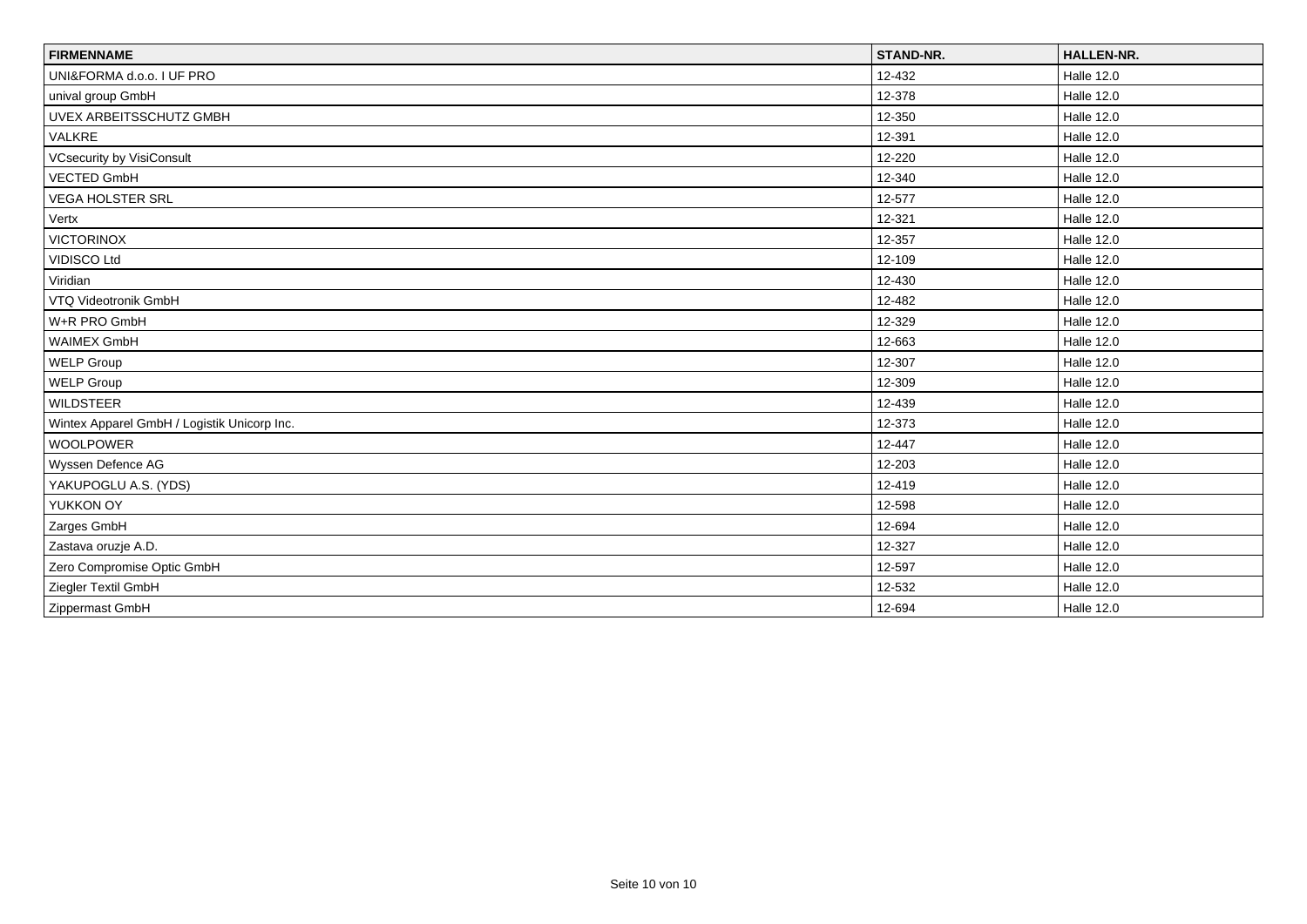| FIRMENNAME | STAND-NR. | HALLEN-NR. |
| --- | --- | --- |
| UNI&FORMA d.o.o. I UF PRO | 12-432 | Halle 12.0 |
| unival group GmbH | 12-378 | Halle 12.0 |
| UVEX ARBEITSSCHUTZ GMBH | 12-350 | Halle 12.0 |
| VALKRE | 12-391 | Halle 12.0 |
| VCsecurity by VisiConsult | 12-220 | Halle 12.0 |
| VECTED GmbH | 12-340 | Halle 12.0 |
| VEGA HOLSTER SRL | 12-577 | Halle 12.0 |
| Vertx | 12-321 | Halle 12.0 |
| VICTORINOX | 12-357 | Halle 12.0 |
| VIDISCO Ltd | 12-109 | Halle 12.0 |
| Viridian | 12-430 | Halle 12.0 |
| VTQ Videotronik GmbH | 12-482 | Halle 12.0 |
| W+R PRO GmbH | 12-329 | Halle 12.0 |
| WAIMEX GmbH | 12-663 | Halle 12.0 |
| WELP Group | 12-307 | Halle 12.0 |
| WELP Group | 12-309 | Halle 12.0 |
| WILDSTEER | 12-439 | Halle 12.0 |
| Wintex Apparel GmbH / Logistik Unicorp Inc. | 12-373 | Halle 12.0 |
| WOOLPOWER | 12-447 | Halle 12.0 |
| Wyssen Defence AG | 12-203 | Halle 12.0 |
| YAKUPOGLU A.S. (YDS) | 12-419 | Halle 12.0 |
| YUKKON OY | 12-598 | Halle 12.0 |
| Zarges GmbH | 12-694 | Halle 12.0 |
| Zastava oruzje A.D. | 12-327 | Halle 12.0 |
| Zero Compromise Optic GmbH | 12-597 | Halle 12.0 |
| Ziegler Textil GmbH | 12-532 | Halle 12.0 |
| Zippermast GmbH | 12-694 | Halle 12.0 |